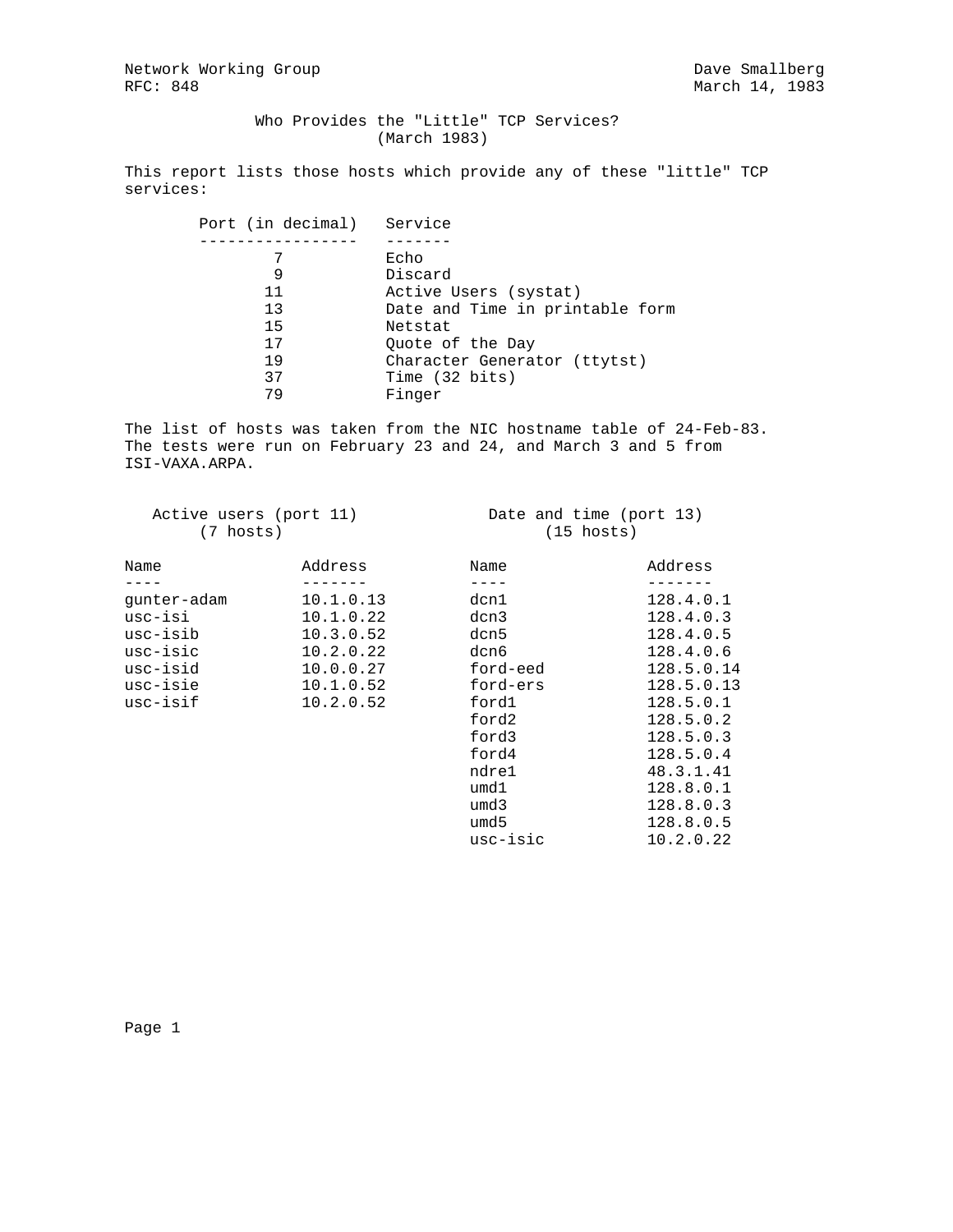Network Working Group                                        Dave Smallberg
RFC: 848                                                     March 14, 1983

# Who Provides the "Little" TCP Services? (March 1983)

This report lists those hosts which provide any of these "little" TCP services:

| Port (in decimal) | Service |
|---|---|
| 7 | Echo |
| 9 | Discard |
| 11 | Active Users (systat) |
| 13 | Date and Time in printable form |
| 15 | Netstat |
| 17 | Quote of the Day |
| 19 | Character Generator (ttytst) |
| 37 | Time (32 bits) |
| 79 | Finger |

The list of hosts was taken from the NIC hostname table of 24-Feb-83. The tests were run on February 23 and 24, and March 3 and 5 from ISI-VAXA.ARPA.

### Active users (port 11) (7 hosts)

| Name | Address |
|---|---|
| gunter-adam | 10.1.0.13 |
| usc-isi | 10.1.0.22 |
| usc-isib | 10.3.0.52 |
| usc-isic | 10.2.0.22 |
| usc-isid | 10.0.0.27 |
| usc-isie | 10.1.0.52 |
| usc-isif | 10.2.0.52 |

### Date and time (port 13) (15 hosts)

| Name | Address |
|---|---|
| dcn1 | 128.4.0.1 |
| dcn3 | 128.4.0.3 |
| dcn5 | 128.4.0.5 |
| dcn6 | 128.4.0.6 |
| ford-eed | 128.5.0.14 |
| ford-ers | 128.5.0.13 |
| ford1 | 128.5.0.1 |
| ford2 | 128.5.0.2 |
| ford3 | 128.5.0.3 |
| ford4 | 128.5.0.4 |
| ndre1 | 48.3.1.41 |
| umd1 | 128.8.0.1 |
| umd3 | 128.8.0.3 |
| umd5 | 128.8.0.5 |
| usc-isic | 10.2.0.22 |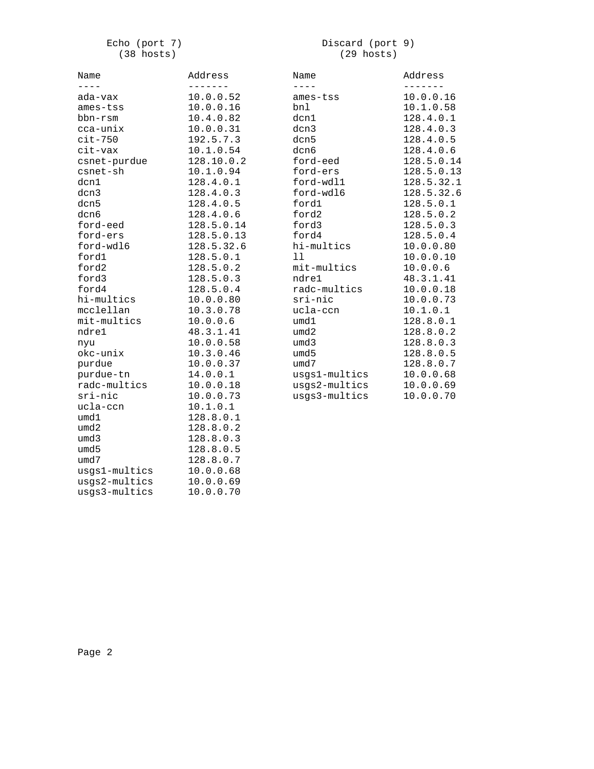## Echo (port 7)
(38 hosts)

| Name | Address |
|---|---|
| ada-vax | 10.0.0.52 |
| ames-tss | 10.0.0.16 |
| bbn-rsm | 10.4.0.82 |
| cca-unix | 10.0.0.31 |
| cit-750 | 192.5.7.3 |
| cit-vax | 10.1.0.54 |
| csnet-purdue | 128.10.0.2 |
| csnet-sh | 10.1.0.94 |
| dcn1 | 128.4.0.1 |
| dcn3 | 128.4.0.3 |
| dcn5 | 128.4.0.5 |
| dcn6 | 128.4.0.6 |
| ford-eed | 128.5.0.14 |
| ford-ers | 128.5.0.13 |
| ford-wdl6 | 128.5.32.6 |
| ford1 | 128.5.0.1 |
| ford2 | 128.5.0.2 |
| ford3 | 128.5.0.3 |
| ford4 | 128.5.0.4 |
| hi-multics | 10.0.0.80 |
| mcclellan | 10.3.0.78 |
| mit-multics | 10.0.0.6 |
| ndre1 | 48.3.1.41 |
| nyu | 10.0.0.58 |
| okc-unix | 10.3.0.46 |
| purdue | 10.0.0.37 |
| purdue-tn | 14.0.0.1 |
| radc-multics | 10.0.0.18 |
| sri-nic | 10.0.0.73 |
| ucla-ccn | 10.1.0.1 |
| umd1 | 128.8.0.1 |
| umd2 | 128.8.0.2 |
| umd3 | 128.8.0.3 |
| umd5 | 128.8.0.5 |
| umd7 | 128.8.0.7 |
| usgs1-multics | 10.0.0.68 |
| usgs2-multics | 10.0.0.69 |
| usgs3-multics | 10.0.0.70 |

## Discard (port 9)
(29 hosts)

| Name | Address |
|---|---|
| ames-tss | 10.0.0.16 |
| bnl | 10.1.0.58 |
| dcn1 | 128.4.0.1 |
| dcn3 | 128.4.0.3 |
| dcn5 | 128.4.0.5 |
| dcn6 | 128.4.0.6 |
| ford-eed | 128.5.0.14 |
| ford-ers | 128.5.0.13 |
| ford-wdl1 | 128.5.32.1 |
| ford-wdl6 | 128.5.32.6 |
| ford1 | 128.5.0.1 |
| ford2 | 128.5.0.2 |
| ford3 | 128.5.0.3 |
| ford4 | 128.5.0.4 |
| hi-multics | 10.0.0.80 |
| ll | 10.0.0.10 |
| mit-multics | 10.0.0.6 |
| ndre1 | 48.3.1.41 |
| radc-multics | 10.0.0.18 |
| sri-nic | 10.0.0.73 |
| ucla-ccn | 10.1.0.1 |
| umd1 | 128.8.0.1 |
| umd2 | 128.8.0.2 |
| umd3 | 128.8.0.3 |
| umd5 | 128.8.0.5 |
| umd7 | 128.8.0.7 |
| usgs1-multics | 10.0.0.68 |
| usgs2-multics | 10.0.0.69 |
| usgs3-multics | 10.0.0.70 |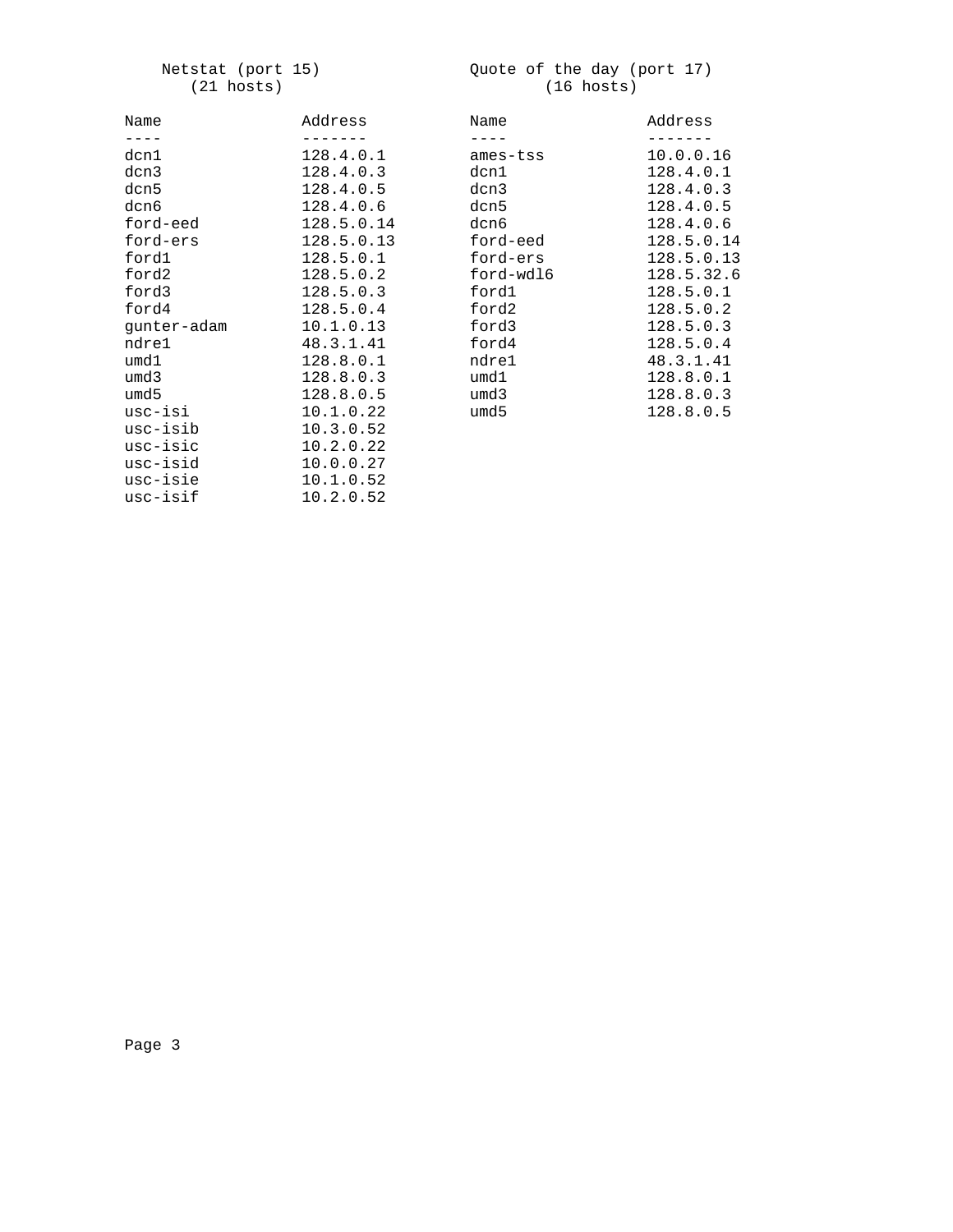Netstat (port 15)
(21 hosts)

| Name | Address |
| --- | --- |
| dcn1 | 128.4.0.1 |
| dcn3 | 128.4.0.3 |
| dcn5 | 128.4.0.5 |
| dcn6 | 128.4.0.6 |
| ford-eed | 128.5.0.14 |
| ford-ers | 128.5.0.13 |
| ford1 | 128.5.0.1 |
| ford2 | 128.5.0.2 |
| ford3 | 128.5.0.3 |
| ford4 | 128.5.0.4 |
| gunter-adam | 10.1.0.13 |
| ndre1 | 48.3.1.41 |
| umd1 | 128.8.0.1 |
| umd3 | 128.8.0.3 |
| umd5 | 128.8.0.5 |
| usc-isi | 10.1.0.22 |
| usc-isib | 10.3.0.52 |
| usc-isic | 10.2.0.22 |
| usc-isid | 10.0.0.27 |
| usc-isie | 10.1.0.52 |
| usc-isif | 10.2.0.52 |

Quote of the day (port 17)
(16 hosts)

| Name | Address |
| --- | --- |
| ames-tss | 10.0.0.16 |
| dcn1 | 128.4.0.1 |
| dcn3 | 128.4.0.3 |
| dcn5 | 128.4.0.5 |
| dcn6 | 128.4.0.6 |
| ford-eed | 128.5.0.14 |
| ford-ers | 128.5.0.13 |
| ford-wdl6 | 128.5.32.6 |
| ford1 | 128.5.0.1 |
| ford2 | 128.5.0.2 |
| ford3 | 128.5.0.3 |
| ford4 | 128.5.0.4 |
| ndre1 | 48.3.1.41 |
| umd1 | 128.8.0.1 |
| umd3 | 128.8.0.3 |
| umd5 | 128.8.0.5 |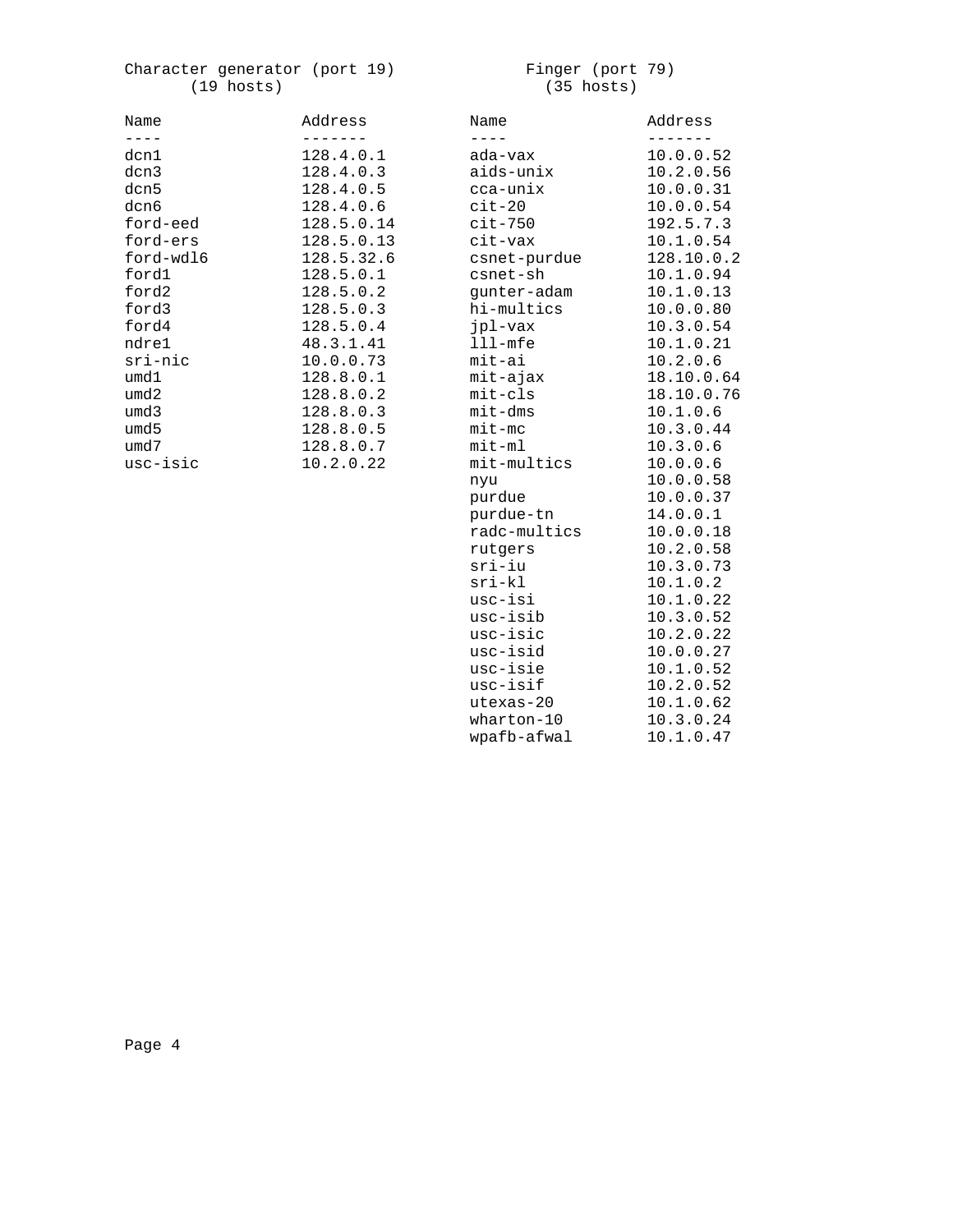Character generator (port 19)
(19 hosts)

| Name | Address |
| --- | --- |
| dcn1 | 128.4.0.1 |
| dcn3 | 128.4.0.3 |
| dcn5 | 128.4.0.5 |
| dcn6 | 128.4.0.6 |
| ford-eed | 128.5.0.14 |
| ford-ers | 128.5.0.13 |
| ford-wdl6 | 128.5.32.6 |
| ford1 | 128.5.0.1 |
| ford2 | 128.5.0.2 |
| ford3 | 128.5.0.3 |
| ford4 | 128.5.0.4 |
| ndre1 | 48.3.1.41 |
| sri-nic | 10.0.0.73 |
| umd1 | 128.8.0.1 |
| umd2 | 128.8.0.2 |
| umd3 | 128.8.0.3 |
| umd5 | 128.8.0.5 |
| umd7 | 128.8.0.7 |
| usc-isic | 10.2.0.22 |

Finger (port 79)
(35 hosts)

| Name | Address |
| --- | --- |
| ada-vax | 10.0.0.52 |
| aids-unix | 10.2.0.56 |
| cca-unix | 10.0.0.31 |
| cit-20 | 10.0.0.54 |
| cit-750 | 192.5.7.3 |
| cit-vax | 10.1.0.54 |
| csnet-purdue | 128.10.0.2 |
| csnet-sh | 10.1.0.94 |
| gunter-adam | 10.1.0.13 |
| hi-multics | 10.0.0.80 |
| jpl-vax | 10.3.0.54 |
| lll-mfe | 10.1.0.21 |
| mit-ai | 10.2.0.6 |
| mit-ajax | 18.10.0.64 |
| mit-cls | 18.10.0.76 |
| mit-dms | 10.1.0.6 |
| mit-mc | 10.3.0.44 |
| mit-ml | 10.3.0.6 |
| mit-multics | 10.0.0.6 |
| nyu | 10.0.0.58 |
| purdue | 10.0.0.37 |
| purdue-tn | 14.0.0.1 |
| radc-multics | 10.0.0.18 |
| rutgers | 10.2.0.58 |
| sri-iu | 10.3.0.73 |
| sri-kl | 10.1.0.2 |
| usc-isi | 10.1.0.22 |
| usc-isib | 10.3.0.52 |
| usc-isic | 10.2.0.22 |
| usc-isid | 10.0.0.27 |
| usc-isie | 10.1.0.52 |
| usc-isif | 10.2.0.52 |
| utexas-20 | 10.1.0.62 |
| wharton-10 | 10.3.0.24 |
| wpafb-afwal | 10.1.0.47 |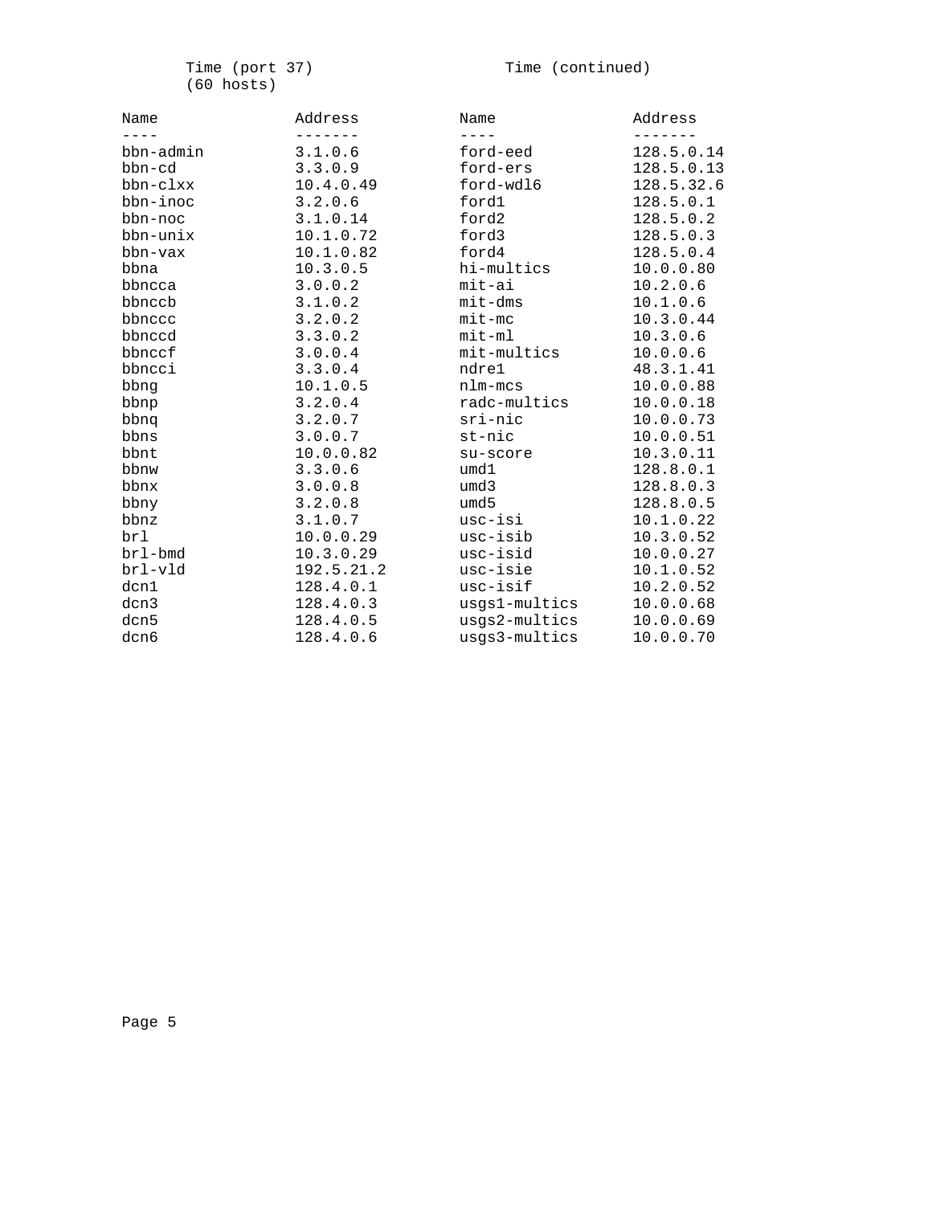Time (port 37)
(60 hosts)

| Name | Address |
|---|---|
| bbn-admin | 3.1.0.6 |
| bbn-cd | 3.3.0.9 |
| bbn-clxx | 10.4.0.49 |
| bbn-inoc | 3.2.0.6 |
| bbn-noc | 3.1.0.14 |
| bbn-unix | 10.1.0.72 |
| bbn-vax | 10.1.0.82 |
| bbna | 10.3.0.5 |
| bbncca | 3.0.0.2 |
| bbnccb | 3.1.0.2 |
| bbnccc | 3.2.0.2 |
| bbnccd | 3.3.0.2 |
| bbnccf | 3.0.0.4 |
| bbncci | 3.3.0.4 |
| bbng | 10.1.0.5 |
| bbnp | 3.2.0.4 |
| bbnq | 3.2.0.7 |
| bbns | 3.0.0.7 |
| bbnt | 10.0.0.82 |
| bbnw | 3.3.0.6 |
| bbnx | 3.0.0.8 |
| bbny | 3.2.0.8 |
| bbnz | 3.1.0.7 |
| brl | 10.0.0.29 |
| brl-bmd | 10.3.0.29 |
| brl-vld | 192.5.21.2 |
| dcn1 | 128.4.0.1 |
| dcn3 | 128.4.0.3 |
| dcn5 | 128.4.0.5 |
| dcn6 | 128.4.0.6 |

Time (continued)

| Name | Address |
|---|---|
| ford-eed | 128.5.0.14 |
| ford-ers | 128.5.0.13 |
| ford-wdl6 | 128.5.32.6 |
| ford1 | 128.5.0.1 |
| ford2 | 128.5.0.2 |
| ford3 | 128.5.0.3 |
| ford4 | 128.5.0.4 |
| hi-multics | 10.0.0.80 |
| mit-ai | 10.2.0.6 |
| mit-dms | 10.1.0.6 |
| mit-mc | 10.3.0.44 |
| mit-ml | 10.3.0.6 |
| mit-multics | 10.0.0.6 |
| ndre1 | 48.3.1.41 |
| nlm-mcs | 10.0.0.88 |
| radc-multics | 10.0.0.18 |
| sri-nic | 10.0.0.73 |
| st-nic | 10.0.0.51 |
| su-score | 10.3.0.11 |
| umd1 | 128.8.0.1 |
| umd3 | 128.8.0.3 |
| umd5 | 128.8.0.5 |
| usc-isi | 10.1.0.22 |
| usc-isib | 10.3.0.52 |
| usc-isid | 10.0.0.27 |
| usc-isie | 10.1.0.52 |
| usc-isif | 10.2.0.52 |
| usgs1-multics | 10.0.0.68 |
| usgs2-multics | 10.0.0.69 |
| usgs3-multics | 10.0.0.70 |